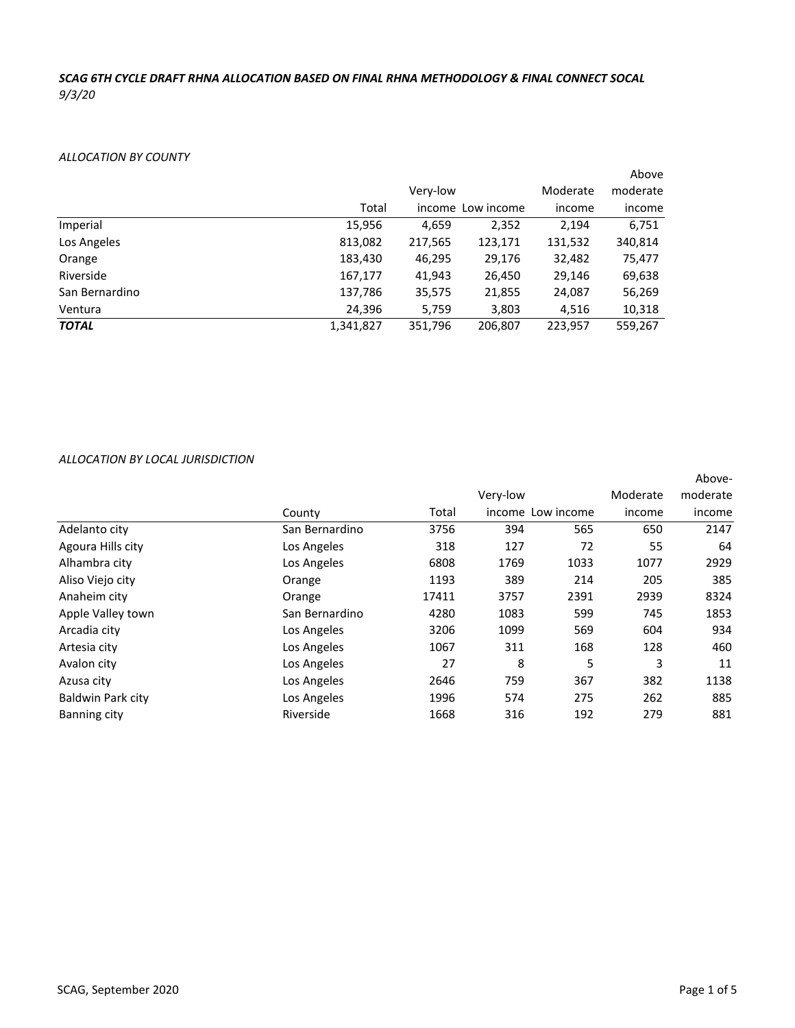***SCAG 6TH CYCLE DRAFT RHNA ALLOCATION BASED ON FINAL RHNA METHODOLOGY & FINAL CONNECT SOCAL***
*9/3/20*

*ALLOCATION BY COUNTY*

| | Total | Very-low income | Low income | Moderate income | Above moderate income |
|---|---|---|---|---|---|
| Imperial | 15,956 | 4,659 | 2,352 | 2,194 | 6,751 |
| Los Angeles | 813,082 | 217,565 | 123,171 | 131,532 | 340,814 |
| Orange | 183,430 | 46,295 | 29,176 | 32,482 | 75,477 |
| Riverside | 167,177 | 41,943 | 26,450 | 29,146 | 69,638 |
| San Bernardino | 137,786 | 35,575 | 21,855 | 24,087 | 56,269 |
| Ventura | 24,396 | 5,759 | 3,803 | 4,516 | 10,318 |
| ***TOTAL*** | 1,341,827 | 351,796 | 206,807 | 223,957 | 559,267 |

*ALLOCATION BY LOCAL JURISDICTION*

| | County | Total | Very-low income | Low income | Moderate income | Above-moderate income |
|---|---|---|---|---|---|---|
| Adelanto city | San Bernardino | 3756 | 394 | 565 | 650 | 2147 |
| Agoura Hills city | Los Angeles | 318 | 127 | 72 | 55 | 64 |
| Alhambra city | Los Angeles | 6808 | 1769 | 1033 | 1077 | 2929 |
| Aliso Viejo city | Orange | 1193 | 389 | 214 | 205 | 385 |
| Anaheim city | Orange | 17411 | 3757 | 2391 | 2939 | 8324 |
| Apple Valley town | San Bernardino | 4280 | 1083 | 599 | 745 | 1853 |
| Arcadia city | Los Angeles | 3206 | 1099 | 569 | 604 | 934 |
| Artesia city | Los Angeles | 1067 | 311 | 168 | 128 | 460 |
| Avalon city | Los Angeles | 27 | 8 | 5 | 3 | 11 |
| Azusa city | Los Angeles | 2646 | 759 | 367 | 382 | 1138 |
| Baldwin Park city | Los Angeles | 1996 | 574 | 275 | 262 | 885 |
| Banning city | Riverside | 1668 | 316 | 192 | 279 | 881 |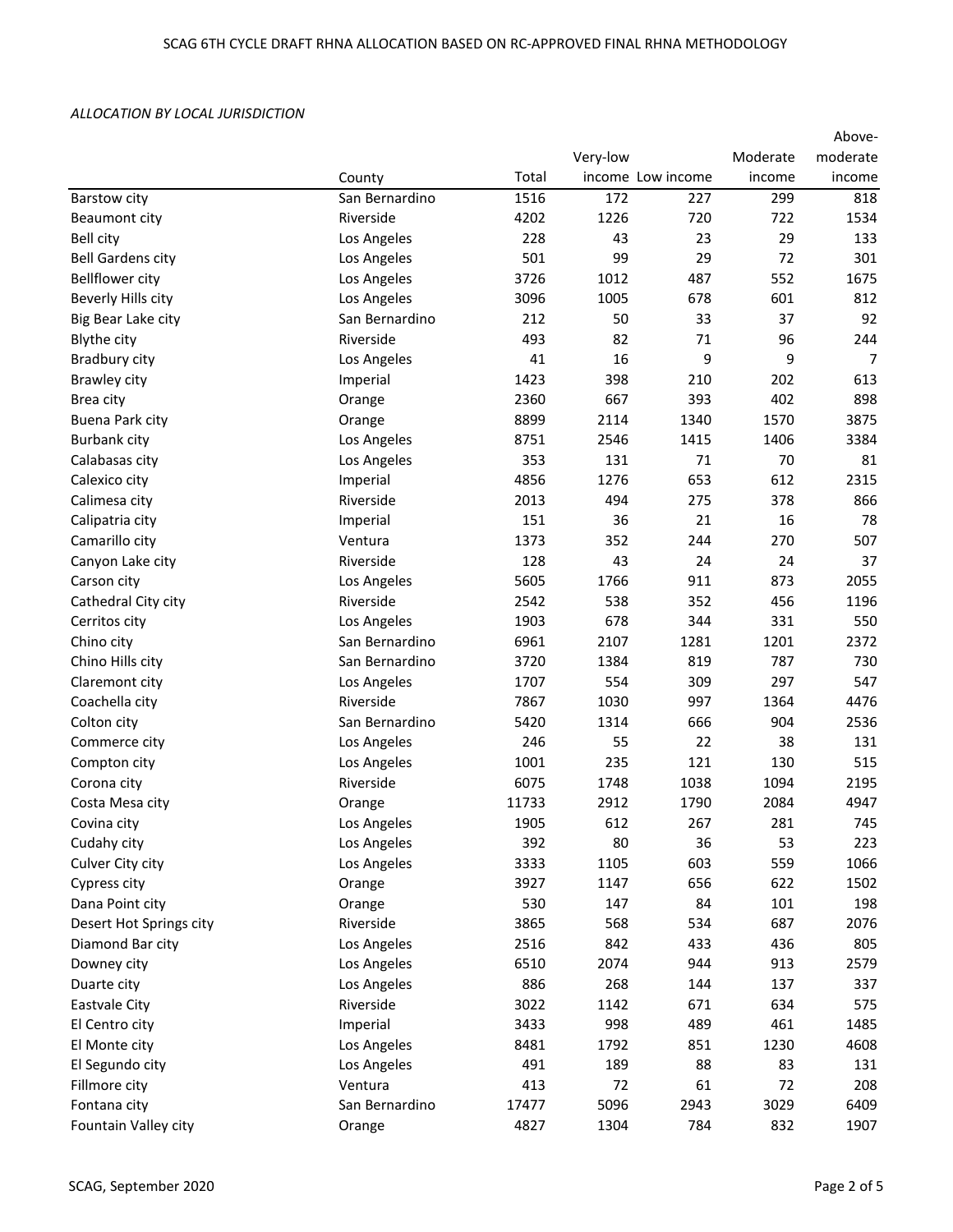SCAG 6TH CYCLE DRAFT RHNA ALLOCATION BASED ON RC-APPROVED FINAL RHNA METHODOLOGY

*ALLOCATION BY LOCAL JURISDICTION*

| | County | Total | Very-low income | Low income | Moderate income | Above-moderate income |
|---|---|---|---|---|---|---|
| Barstow city | San Bernardino | 1516 | 172 | 227 | 299 | 818 |
| Beaumont city | Riverside | 4202 | 1226 | 720 | 722 | 1534 |
| Bell city | Los Angeles | 228 | 43 | 23 | 29 | 133 |
| Bell Gardens city | Los Angeles | 501 | 99 | 29 | 72 | 301 |
| Bellflower city | Los Angeles | 3726 | 1012 | 487 | 552 | 1675 |
| Beverly Hills city | Los Angeles | 3096 | 1005 | 678 | 601 | 812 |
| Big Bear Lake city | San Bernardino | 212 | 50 | 33 | 37 | 92 |
| Blythe city | Riverside | 493 | 82 | 71 | 96 | 244 |
| Bradbury city | Los Angeles | 41 | 16 | 9 | 9 | 7 |
| Brawley city | Imperial | 1423 | 398 | 210 | 202 | 613 |
| Brea city | Orange | 2360 | 667 | 393 | 402 | 898 |
| Buena Park city | Orange | 8899 | 2114 | 1340 | 1570 | 3875 |
| Burbank city | Los Angeles | 8751 | 2546 | 1415 | 1406 | 3384 |
| Calabasas city | Los Angeles | 353 | 131 | 71 | 70 | 81 |
| Calexico city | Imperial | 4856 | 1276 | 653 | 612 | 2315 |
| Calimesa city | Riverside | 2013 | 494 | 275 | 378 | 866 |
| Calipatria city | Imperial | 151 | 36 | 21 | 16 | 78 |
| Camarillo city | Ventura | 1373 | 352 | 244 | 270 | 507 |
| Canyon Lake city | Riverside | 128 | 43 | 24 | 24 | 37 |
| Carson city | Los Angeles | 5605 | 1766 | 911 | 873 | 2055 |
| Cathedral City city | Riverside | 2542 | 538 | 352 | 456 | 1196 |
| Cerritos city | Los Angeles | 1903 | 678 | 344 | 331 | 550 |
| Chino city | San Bernardino | 6961 | 2107 | 1281 | 1201 | 2372 |
| Chino Hills city | San Bernardino | 3720 | 1384 | 819 | 787 | 730 |
| Claremont city | Los Angeles | 1707 | 554 | 309 | 297 | 547 |
| Coachella city | Riverside | 7867 | 1030 | 997 | 1364 | 4476 |
| Colton city | San Bernardino | 5420 | 1314 | 666 | 904 | 2536 |
| Commerce city | Los Angeles | 246 | 55 | 22 | 38 | 131 |
| Compton city | Los Angeles | 1001 | 235 | 121 | 130 | 515 |
| Corona city | Riverside | 6075 | 1748 | 1038 | 1094 | 2195 |
| Costa Mesa city | Orange | 11733 | 2912 | 1790 | 2084 | 4947 |
| Covina city | Los Angeles | 1905 | 612 | 267 | 281 | 745 |
| Cudahy city | Los Angeles | 392 | 80 | 36 | 53 | 223 |
| Culver City city | Los Angeles | 3333 | 1105 | 603 | 559 | 1066 |
| Cypress city | Orange | 3927 | 1147 | 656 | 622 | 1502 |
| Dana Point city | Orange | 530 | 147 | 84 | 101 | 198 |
| Desert Hot Springs city | Riverside | 3865 | 568 | 534 | 687 | 2076 |
| Diamond Bar city | Los Angeles | 2516 | 842 | 433 | 436 | 805 |
| Downey city | Los Angeles | 6510 | 2074 | 944 | 913 | 2579 |
| Duarte city | Los Angeles | 886 | 268 | 144 | 137 | 337 |
| Eastvale City | Riverside | 3022 | 1142 | 671 | 634 | 575 |
| El Centro city | Imperial | 3433 | 998 | 489 | 461 | 1485 |
| El Monte city | Los Angeles | 8481 | 1792 | 851 | 1230 | 4608 |
| El Segundo city | Los Angeles | 491 | 189 | 88 | 83 | 131 |
| Fillmore city | Ventura | 413 | 72 | 61 | 72 | 208 |
| Fontana city | San Bernardino | 17477 | 5096 | 2943 | 3029 | 6409 |
| Fountain Valley city | Orange | 4827 | 1304 | 784 | 832 | 1907 |

SCAG, September 2020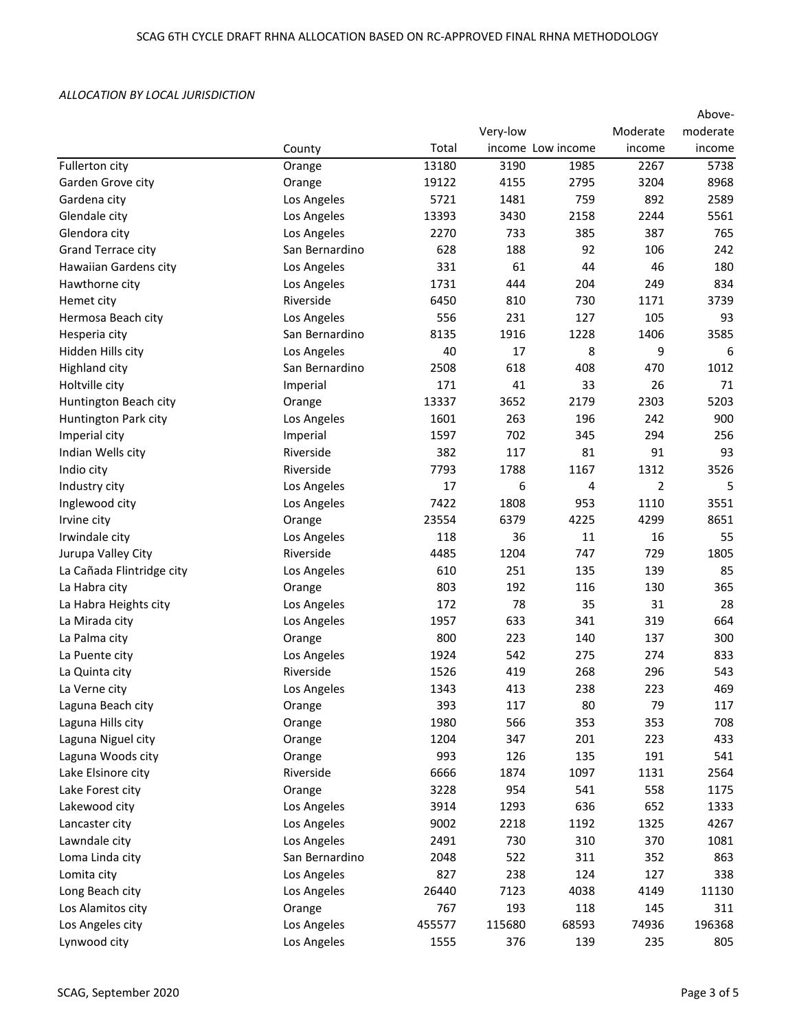SCAG 6TH CYCLE DRAFT RHNA ALLOCATION BASED ON RC-APPROVED FINAL RHNA METHODOLOGY

*ALLOCATION BY LOCAL JURISDICTION*

| | County | Total | Very-low income | Low income | Moderate income | Above-moderate income |
|---|---|---|---|---|---|---|
| Fullerton city | Orange | 13180 | 3190 | 1985 | 2267 | 5738 |
| Garden Grove city | Orange | 19122 | 4155 | 2795 | 3204 | 8968 |
| Gardena city | Los Angeles | 5721 | 1481 | 759 | 892 | 2589 |
| Glendale city | Los Angeles | 13393 | 3430 | 2158 | 2244 | 5561 |
| Glendora city | Los Angeles | 2270 | 733 | 385 | 387 | 765 |
| Grand Terrace city | San Bernardino | 628 | 188 | 92 | 106 | 242 |
| Hawaiian Gardens city | Los Angeles | 331 | 61 | 44 | 46 | 180 |
| Hawthorne city | Los Angeles | 1731 | 444 | 204 | 249 | 834 |
| Hemet city | Riverside | 6450 | 810 | 730 | 1171 | 3739 |
| Hermosa Beach city | Los Angeles | 556 | 231 | 127 | 105 | 93 |
| Hesperia city | San Bernardino | 8135 | 1916 | 1228 | 1406 | 3585 |
| Hidden Hills city | Los Angeles | 40 | 17 | 8 | 9 | 6 |
| Highland city | San Bernardino | 2508 | 618 | 408 | 470 | 1012 |
| Holtville city | Imperial | 171 | 41 | 33 | 26 | 71 |
| Huntington Beach city | Orange | 13337 | 3652 | 2179 | 2303 | 5203 |
| Huntington Park city | Los Angeles | 1601 | 263 | 196 | 242 | 900 |
| Imperial city | Imperial | 1597 | 702 | 345 | 294 | 256 |
| Indian Wells city | Riverside | 382 | 117 | 81 | 91 | 93 |
| Indio city | Riverside | 7793 | 1788 | 1167 | 1312 | 3526 |
| Industry city | Los Angeles | 17 | 6 | 4 | 2 | 5 |
| Inglewood city | Los Angeles | 7422 | 1808 | 953 | 1110 | 3551 |
| Irvine city | Orange | 23554 | 6379 | 4225 | 4299 | 8651 |
| Irwindale city | Los Angeles | 118 | 36 | 11 | 16 | 55 |
| Jurupa Valley City | Riverside | 4485 | 1204 | 747 | 729 | 1805 |
| La Cañada Flintridge city | Los Angeles | 610 | 251 | 135 | 139 | 85 |
| La Habra city | Orange | 803 | 192 | 116 | 130 | 365 |
| La Habra Heights city | Los Angeles | 172 | 78 | 35 | 31 | 28 |
| La Mirada city | Los Angeles | 1957 | 633 | 341 | 319 | 664 |
| La Palma city | Orange | 800 | 223 | 140 | 137 | 300 |
| La Puente city | Los Angeles | 1924 | 542 | 275 | 274 | 833 |
| La Quinta city | Riverside | 1526 | 419 | 268 | 296 | 543 |
| La Verne city | Los Angeles | 1343 | 413 | 238 | 223 | 469 |
| Laguna Beach city | Orange | 393 | 117 | 80 | 79 | 117 |
| Laguna Hills city | Orange | 1980 | 566 | 353 | 353 | 708 |
| Laguna Niguel city | Orange | 1204 | 347 | 201 | 223 | 433 |
| Laguna Woods city | Orange | 993 | 126 | 135 | 191 | 541 |
| Lake Elsinore city | Riverside | 6666 | 1874 | 1097 | 1131 | 2564 |
| Lake Forest city | Orange | 3228 | 954 | 541 | 558 | 1175 |
| Lakewood city | Los Angeles | 3914 | 1293 | 636 | 652 | 1333 |
| Lancaster city | Los Angeles | 9002 | 2218 | 1192 | 1325 | 4267 |
| Lawndale city | Los Angeles | 2491 | 730 | 310 | 370 | 1081 |
| Loma Linda city | San Bernardino | 2048 | 522 | 311 | 352 | 863 |
| Lomita city | Los Angeles | 827 | 238 | 124 | 127 | 338 |
| Long Beach city | Los Angeles | 26440 | 7123 | 4038 | 4149 | 11130 |
| Los Alamitos city | Orange | 767 | 193 | 118 | 145 | 311 |
| Los Angeles city | Los Angeles | 455577 | 115680 | 68593 | 74936 | 196368 |
| Lynwood city | Los Angeles | 1555 | 376 | 139 | 235 | 805 |

SCAG, September 2020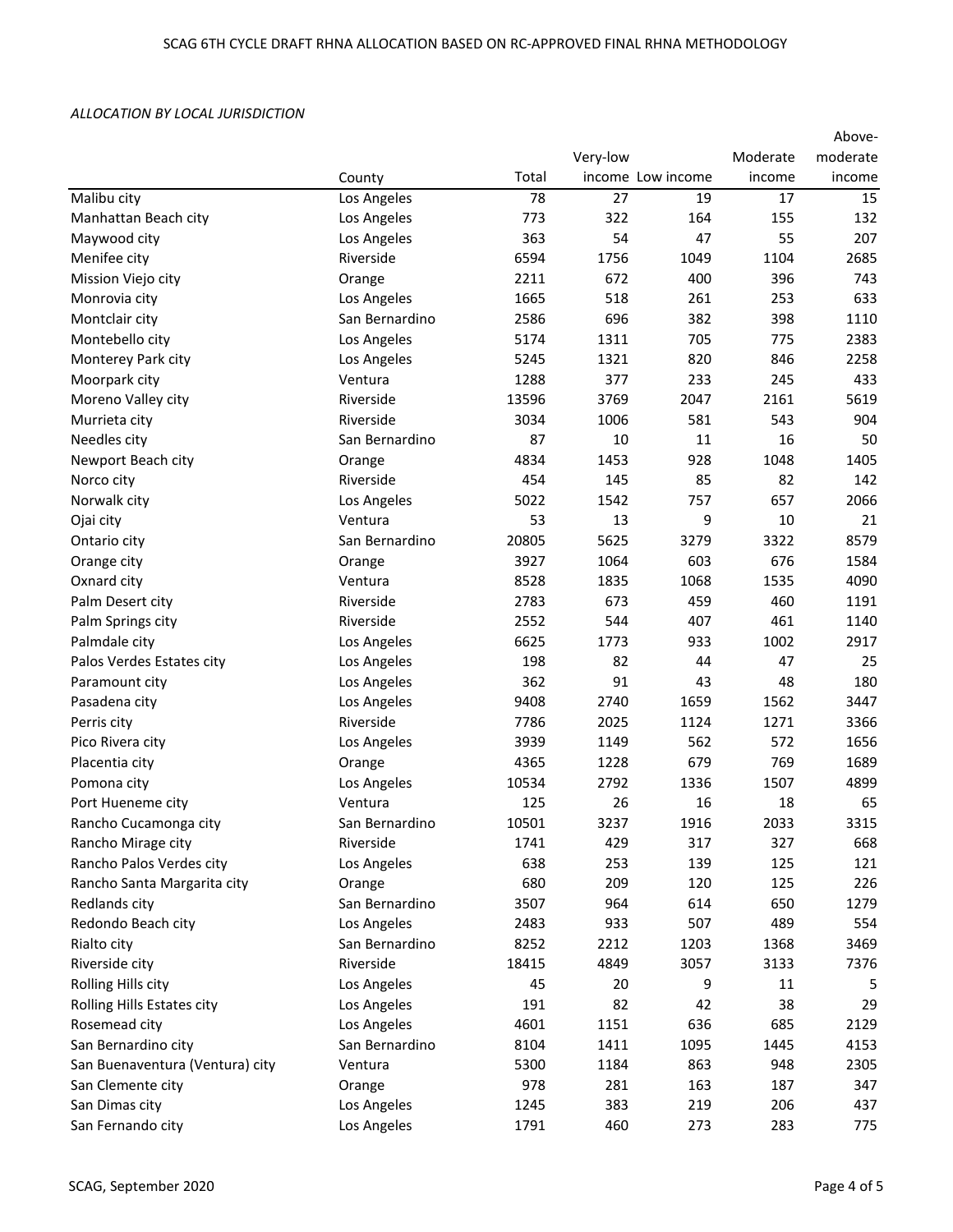SCAG 6TH CYCLE DRAFT RHNA ALLOCATION BASED ON RC-APPROVED FINAL RHNA METHODOLOGY

*ALLOCATION BY LOCAL JURISDICTION*

| | County | Total | Very-low income | Low income | Moderate income | Above-moderate income |
|---|---|---|---|---|---|---|
| Malibu city | Los Angeles | 78 | 27 | 19 | 17 | 15 |
| Manhattan Beach city | Los Angeles | 773 | 322 | 164 | 155 | 132 |
| Maywood city | Los Angeles | 363 | 54 | 47 | 55 | 207 |
| Menifee city | Riverside | 6594 | 1756 | 1049 | 1104 | 2685 |
| Mission Viejo city | Orange | 2211 | 672 | 400 | 396 | 743 |
| Monrovia city | Los Angeles | 1665 | 518 | 261 | 253 | 633 |
| Montclair city | San Bernardino | 2586 | 696 | 382 | 398 | 1110 |
| Montebello city | Los Angeles | 5174 | 1311 | 705 | 775 | 2383 |
| Monterey Park city | Los Angeles | 5245 | 1321 | 820 | 846 | 2258 |
| Moorpark city | Ventura | 1288 | 377 | 233 | 245 | 433 |
| Moreno Valley city | Riverside | 13596 | 3769 | 2047 | 2161 | 5619 |
| Murrieta city | Riverside | 3034 | 1006 | 581 | 543 | 904 |
| Needles city | San Bernardino | 87 | 10 | 11 | 16 | 50 |
| Newport Beach city | Orange | 4834 | 1453 | 928 | 1048 | 1405 |
| Norco city | Riverside | 454 | 145 | 85 | 82 | 142 |
| Norwalk city | Los Angeles | 5022 | 1542 | 757 | 657 | 2066 |
| Ojai city | Ventura | 53 | 13 | 9 | 10 | 21 |
| Ontario city | San Bernardino | 20805 | 5625 | 3279 | 3322 | 8579 |
| Orange city | Orange | 3927 | 1064 | 603 | 676 | 1584 |
| Oxnard city | Ventura | 8528 | 1835 | 1068 | 1535 | 4090 |
| Palm Desert city | Riverside | 2783 | 673 | 459 | 460 | 1191 |
| Palm Springs city | Riverside | 2552 | 544 | 407 | 461 | 1140 |
| Palmdale city | Los Angeles | 6625 | 1773 | 933 | 1002 | 2917 |
| Palos Verdes Estates city | Los Angeles | 198 | 82 | 44 | 47 | 25 |
| Paramount city | Los Angeles | 362 | 91 | 43 | 48 | 180 |
| Pasadena city | Los Angeles | 9408 | 2740 | 1659 | 1562 | 3447 |
| Perris city | Riverside | 7786 | 2025 | 1124 | 1271 | 3366 |
| Pico Rivera city | Los Angeles | 3939 | 1149 | 562 | 572 | 1656 |
| Placentia city | Orange | 4365 | 1228 | 679 | 769 | 1689 |
| Pomona city | Los Angeles | 10534 | 2792 | 1336 | 1507 | 4899 |
| Port Hueneme city | Ventura | 125 | 26 | 16 | 18 | 65 |
| Rancho Cucamonga city | San Bernardino | 10501 | 3237 | 1916 | 2033 | 3315 |
| Rancho Mirage city | Riverside | 1741 | 429 | 317 | 327 | 668 |
| Rancho Palos Verdes city | Los Angeles | 638 | 253 | 139 | 125 | 121 |
| Rancho Santa Margarita city | Orange | 680 | 209 | 120 | 125 | 226 |
| Redlands city | San Bernardino | 3507 | 964 | 614 | 650 | 1279 |
| Redondo Beach city | Los Angeles | 2483 | 933 | 507 | 489 | 554 |
| Rialto city | San Bernardino | 8252 | 2212 | 1203 | 1368 | 3469 |
| Riverside city | Riverside | 18415 | 4849 | 3057 | 3133 | 7376 |
| Rolling Hills city | Los Angeles | 45 | 20 | 9 | 11 | 5 |
| Rolling Hills Estates city | Los Angeles | 191 | 82 | 42 | 38 | 29 |
| Rosemead city | Los Angeles | 4601 | 1151 | 636 | 685 | 2129 |
| San Bernardino city | San Bernardino | 8104 | 1411 | 1095 | 1445 | 4153 |
| San Buenaventura (Ventura) city | Ventura | 5300 | 1184 | 863 | 948 | 2305 |
| San Clemente city | Orange | 978 | 281 | 163 | 187 | 347 |
| San Dimas city | Los Angeles | 1245 | 383 | 219 | 206 | 437 |
| San Fernando city | Los Angeles | 1791 | 460 | 273 | 283 | 775 |

SCAG, September 2020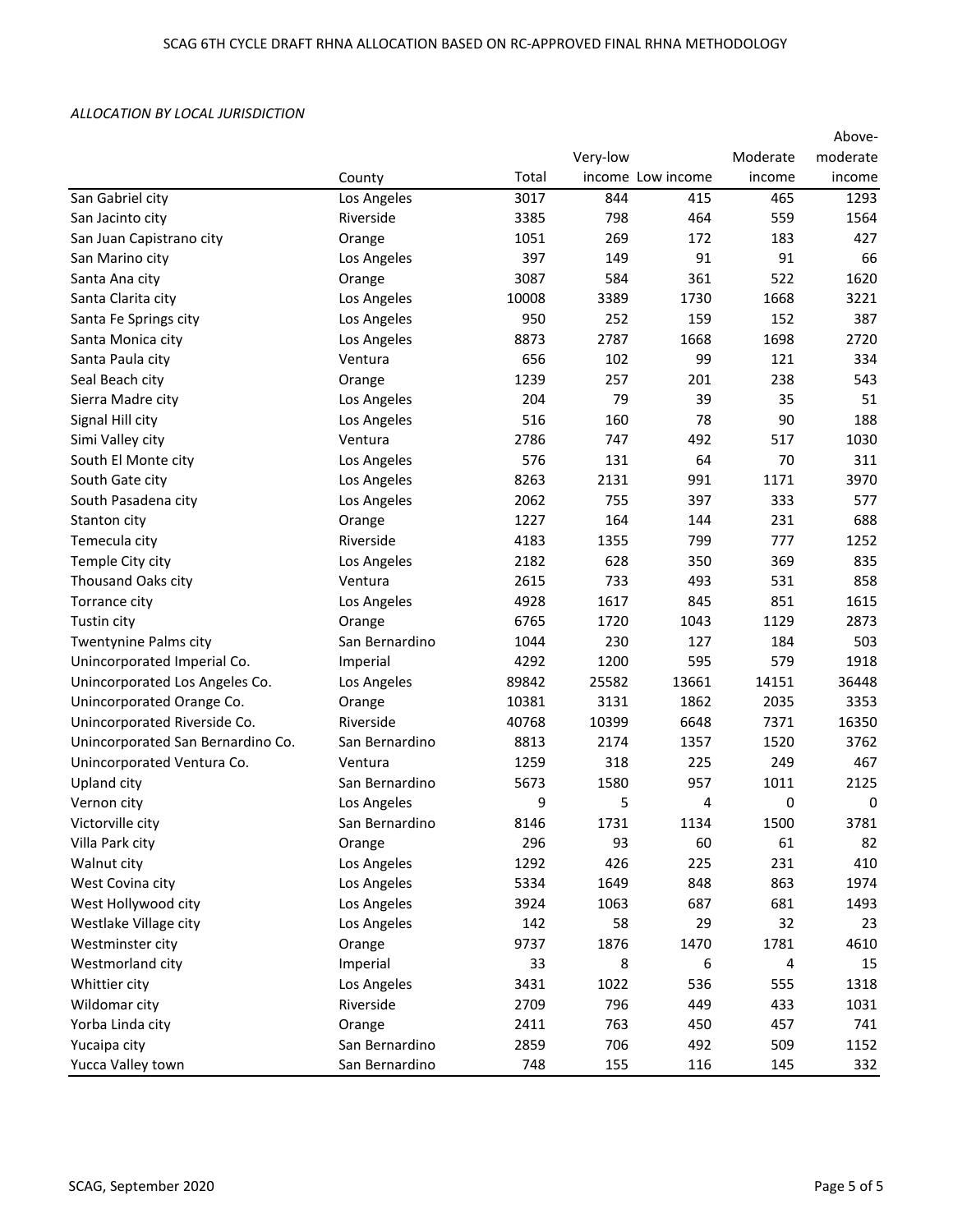SCAG 6TH CYCLE DRAFT RHNA ALLOCATION BASED ON RC-APPROVED FINAL RHNA METHODOLOGY

*ALLOCATION BY LOCAL JURISDICTION*

| | County | Total | Very-low income | Low income | Moderate income | Above-moderate income |
|---|---|---|---|---|---|---|
| San Gabriel city | Los Angeles | 3017 | 844 | 415 | 465 | 1293 |
| San Jacinto city | Riverside | 3385 | 798 | 464 | 559 | 1564 |
| San Juan Capistrano city | Orange | 1051 | 269 | 172 | 183 | 427 |
| San Marino city | Los Angeles | 397 | 149 | 91 | 91 | 66 |
| Santa Ana city | Orange | 3087 | 584 | 361 | 522 | 1620 |
| Santa Clarita city | Los Angeles | 10008 | 3389 | 1730 | 1668 | 3221 |
| Santa Fe Springs city | Los Angeles | 950 | 252 | 159 | 152 | 387 |
| Santa Monica city | Los Angeles | 8873 | 2787 | 1668 | 1698 | 2720 |
| Santa Paula city | Ventura | 656 | 102 | 99 | 121 | 334 |
| Seal Beach city | Orange | 1239 | 257 | 201 | 238 | 543 |
| Sierra Madre city | Los Angeles | 204 | 79 | 39 | 35 | 51 |
| Signal Hill city | Los Angeles | 516 | 160 | 78 | 90 | 188 |
| Simi Valley city | Ventura | 2786 | 747 | 492 | 517 | 1030 |
| South El Monte city | Los Angeles | 576 | 131 | 64 | 70 | 311 |
| South Gate city | Los Angeles | 8263 | 2131 | 991 | 1171 | 3970 |
| South Pasadena city | Los Angeles | 2062 | 755 | 397 | 333 | 577 |
| Stanton city | Orange | 1227 | 164 | 144 | 231 | 688 |
| Temecula city | Riverside | 4183 | 1355 | 799 | 777 | 1252 |
| Temple City city | Los Angeles | 2182 | 628 | 350 | 369 | 835 |
| Thousand Oaks city | Ventura | 2615 | 733 | 493 | 531 | 858 |
| Torrance city | Los Angeles | 4928 | 1617 | 845 | 851 | 1615 |
| Tustin city | Orange | 6765 | 1720 | 1043 | 1129 | 2873 |
| Twentynine Palms city | San Bernardino | 1044 | 230 | 127 | 184 | 503 |
| Unincorporated Imperial Co. | Imperial | 4292 | 1200 | 595 | 579 | 1918 |
| Unincorporated Los Angeles Co. | Los Angeles | 89842 | 25582 | 13661 | 14151 | 36448 |
| Unincorporated Orange Co. | Orange | 10381 | 3131 | 1862 | 2035 | 3353 |
| Unincorporated Riverside Co. | Riverside | 40768 | 10399 | 6648 | 7371 | 16350 |
| Unincorporated San Bernardino Co. | San Bernardino | 8813 | 2174 | 1357 | 1520 | 3762 |
| Unincorporated Ventura Co. | Ventura | 1259 | 318 | 225 | 249 | 467 |
| Upland city | San Bernardino | 5673 | 1580 | 957 | 1011 | 2125 |
| Vernon city | Los Angeles | 9 | 5 | 4 | 0 | 0 |
| Victorville city | San Bernardino | 8146 | 1731 | 1134 | 1500 | 3781 |
| Villa Park city | Orange | 296 | 93 | 60 | 61 | 82 |
| Walnut city | Los Angeles | 1292 | 426 | 225 | 231 | 410 |
| West Covina city | Los Angeles | 5334 | 1649 | 848 | 863 | 1974 |
| West Hollywood city | Los Angeles | 3924 | 1063 | 687 | 681 | 1493 |
| Westlake Village city | Los Angeles | 142 | 58 | 29 | 32 | 23 |
| Westminster city | Orange | 9737 | 1876 | 1470 | 1781 | 4610 |
| Westmorland city | Imperial | 33 | 8 | 6 | 4 | 15 |
| Whittier city | Los Angeles | 3431 | 1022 | 536 | 555 | 1318 |
| Wildomar city | Riverside | 2709 | 796 | 449 | 433 | 1031 |
| Yorba Linda city | Orange | 2411 | 763 | 450 | 457 | 741 |
| Yucaipa city | San Bernardino | 2859 | 706 | 492 | 509 | 1152 |
| Yucca Valley town | San Bernardino | 748 | 155 | 116 | 145 | 332 |

SCAG, September 2020